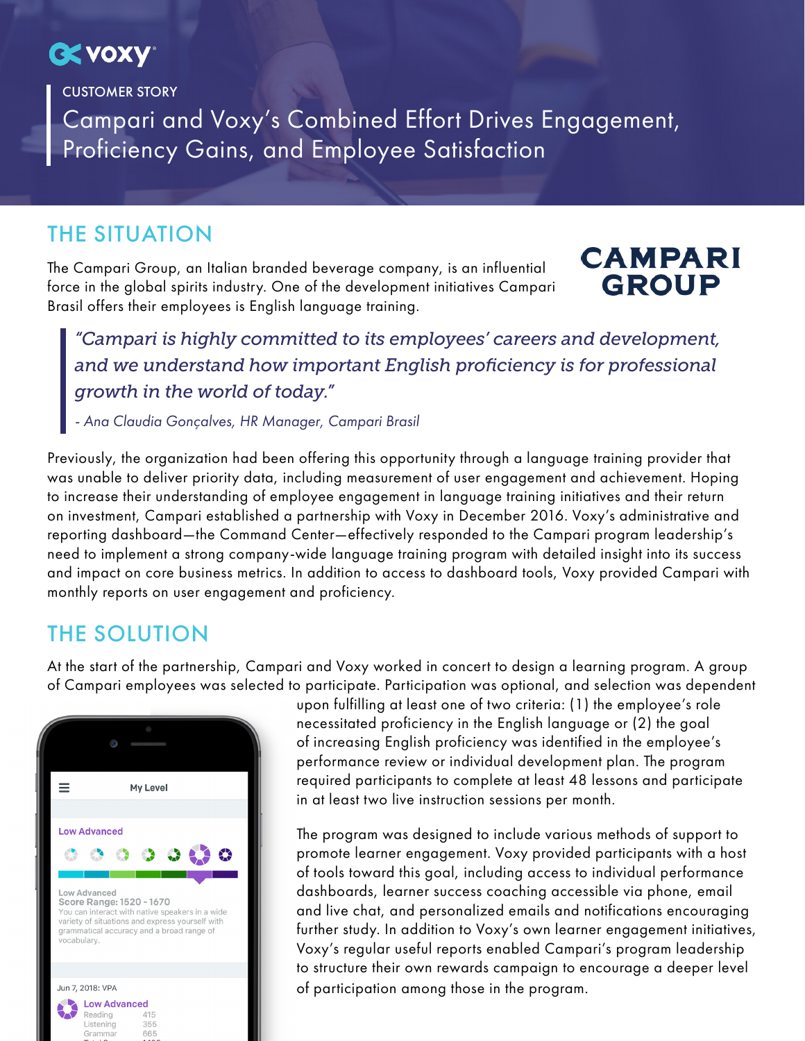CUSTOMER STORY

# Campari and Voxy's Combined Effort Drives Engagement, Proficiency Gains, and Employee Satisfaction

## THE SITUATION

The Campari Group, an Italian branded beverage company, is an influential force in the global spirits industry. One of the development initiatives Campari Brasil offers their employees is English language training.

> *"Campari is highly committed to its employees' careers and development, and we understand how important English proficiency is for professional growth in the world of today."*
>
> *- Ana Claudia Gonçalves, HR Manager, Campari Brasil*

Previously, the organization had been offering this opportunity through a language training provider that was unable to deliver priority data, including measurement of user engagement and achievement. Hoping to increase their understanding of employee engagement in language training initiatives and their return on investment, Campari established a partnership with Voxy in December 2016. Voxy's administrative and reporting dashboard—the Command Center—effectively responded to the Campari program leadership's need to implement a strong company-wide language training program with detailed insight into its success and impact on core business metrics. In addition to access to dashboard tools, Voxy provided Campari with monthly reports on user engagement and proficiency.

## THE SOLUTION

At the start of the partnership, Campari and Voxy worked in concert to design a learning program. A group of Campari employees was selected to participate. Participation was optional, and selection was dependent upon fulfilling at least one of two criteria: (1) the employee's role necessitated proficiency in the English language or (2) the goal of increasing English proficiency was identified in the employee's performance review or individual development plan. The program required participants to complete at least 48 lessons and participate in at least two live instruction sessions per month.

The program was designed to include various methods of support to promote learner engagement. Voxy provided participants with a host of tools toward this goal, including access to individual performance dashboards, learner success coaching accessible via phone, email and live chat, and personalized emails and notifications encouraging further study. In addition to Voxy's own learner engagement initiatives, Voxy's regular useful reports enabled Campari's program leadership to structure their own rewards campaign to encourage a deeper level of participation among those in the program.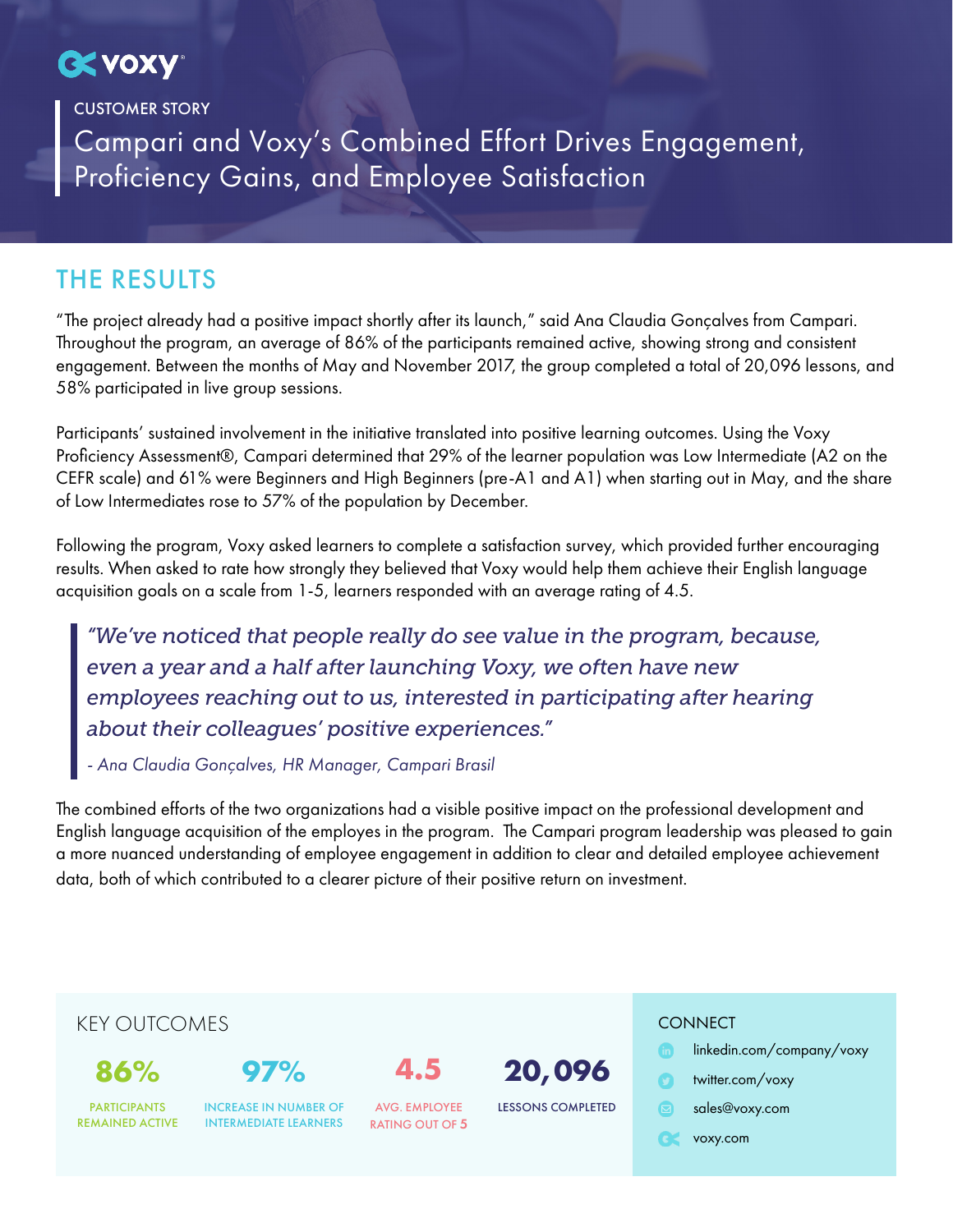CUSTOMER STORY

# Campari and Voxy's Combined Effort Drives Engagement, Proficiency Gains, and Employee Satisfaction

## THE RESULTS

"The project already had a positive impact shortly after its launch," said Ana Claudia Gonçalves from Campari. Throughout the program, an average of 86% of the participants remained active, showing strong and consistent engagement. Between the months of May and November 2017, the group completed a total of 20,096 lessons, and 58% participated in live group sessions.

Participants' sustained involvement in the initiative translated into positive learning outcomes. Using the Voxy Proficiency Assessment®, Campari determined that 29% of the learner population was Low Intermediate (A2 on the CEFR scale) and 61% were Beginners and High Beginners (pre-A1 and A1) when starting out in May, and the share of Low Intermediates rose to 57% of the population by December.

Following the program, Voxy asked learners to complete a satisfaction survey, which provided further encouraging results. When asked to rate how strongly they believed that Voxy would help them achieve their English language acquisition goals on a scale from 1-5, learners responded with an average rating of 4.5.

> *"We've noticed that people really do see value in the program, because, even a year and a half after launching Voxy, we often have new employees reaching out to us, interested in participating after hearing about their colleagues' positive experiences."*
>
> *- Ana Claudia Gonçalves, HR Manager, Campari Brasil*

The combined efforts of the two organizations had a visible positive impact on the professional development and English language acquisition of the employes in the program. The Campari program leadership was pleased to gain a more nuanced understanding of employee engagement in addition to clear and detailed employee achievement data, both of which contributed to a clearer picture of their positive return on investment.

### KEY OUTCOMES

**86%**
PARTICIPANTS REMAINED ACTIVE

**97%**
INCREASE IN NUMBER OF INTERMEDIATE LEARNERS

**4.5**
AVG. EMPLOYEE RATING OUT OF **5**

**20,096**
LESSONS COMPLETED

### CONNECT

- linkedin.com/company/voxy
- twitter.com/voxy
- sales@voxy.com
- voxy.com